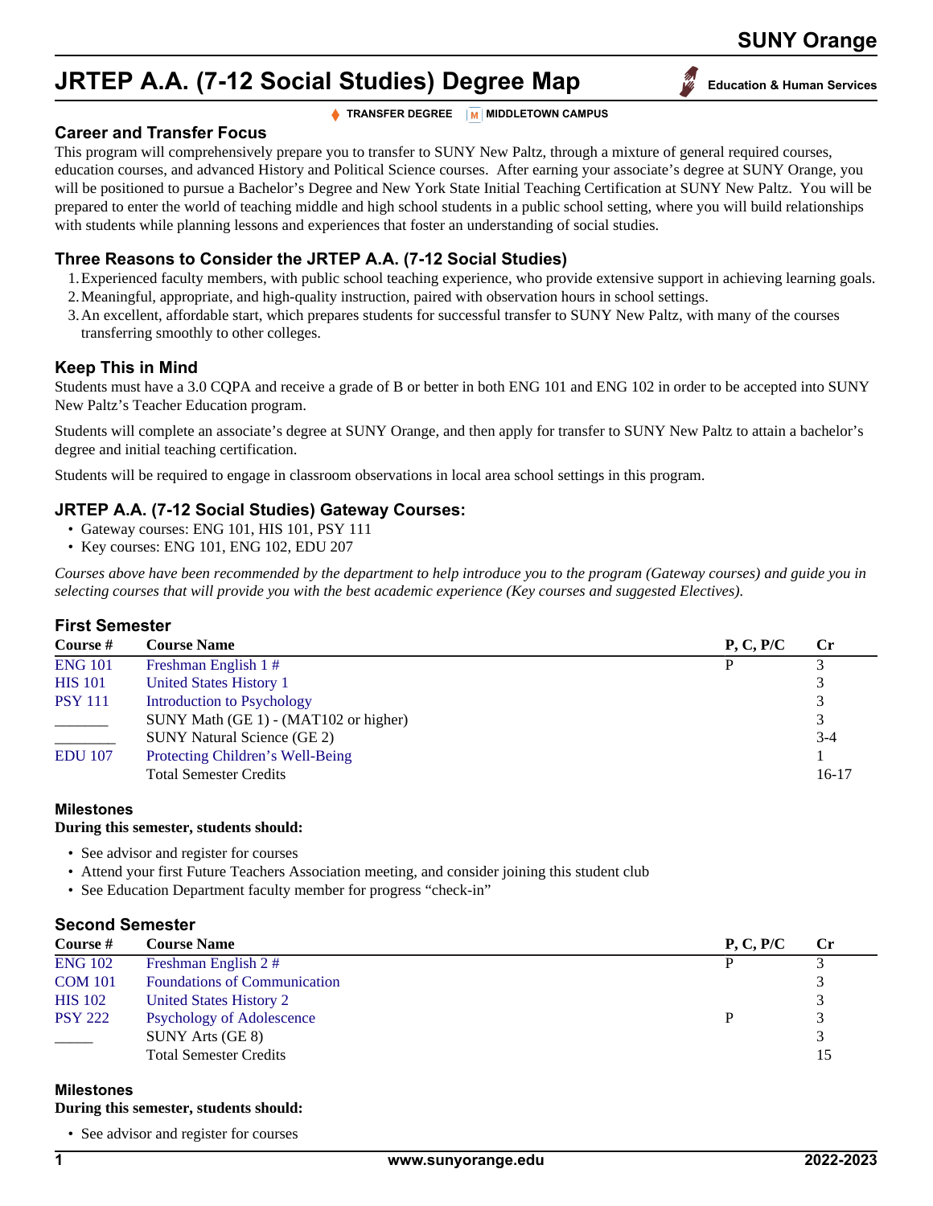SUNY Orange

# JRTEP A.A. (7-12 Social Studies) Degree Map

Education & Human Services

TRANSFER DEGREE | M MIDDLETOWN CAMPUS

## Career and Transfer Focus

This program will comprehensively prepare you to transfer to SUNY New Paltz, through a mixture of general required courses, education courses, and advanced History and Political Science courses. After earning your associate's degree at SUNY Orange, you will be positioned to pursue a Bachelor's Degree and New York State Initial Teaching Certification at SUNY New Paltz. You will be prepared to enter the world of teaching middle and high school students in a public school setting, where you will build relationships with students while planning lessons and experiences that foster an understanding of social studies.

## Three Reasons to Consider the JRTEP A.A. (7-12 Social Studies)

1. Experienced faculty members, with public school teaching experience, who provide extensive support in achieving learning goals.
2. Meaningful, appropriate, and high-quality instruction, paired with observation hours in school settings.
3. An excellent, affordable start, which prepares students for successful transfer to SUNY New Paltz, with many of the courses transferring smoothly to other colleges.

## Keep This in Mind

Students must have a 3.0 CQPA and receive a grade of B or better in both ENG 101 and ENG 102 in order to be accepted into SUNY New Paltz's Teacher Education program.

Students will complete an associate's degree at SUNY Orange, and then apply for transfer to SUNY New Paltz to attain a bachelor's degree and initial teaching certification.

Students will be required to engage in classroom observations in local area school settings in this program.

## JRTEP A.A. (7-12 Social Studies) Gateway Courses:

- Gateway courses: ENG 101, HIS 101, PSY 111
- Key courses: ENG 101, ENG 102, EDU 207

*Courses above have been recommended by the department to help introduce you to the program (Gateway courses) and guide you in selecting courses that will provide you with the best academic experience (Key courses and suggested Electives).*

## First Semester

| Course # | Course Name | P, C, P/C | Cr |
|---|---|---|---|
| ENG 101 | Freshman English 1 # | P | 3 |
| HIS 101 | United States History 1 | | 3 |
| PSY 111 | Introduction to Psychology | | 3 |
| _______ | SUNY Math (GE 1) - (MAT102 or higher) | | 3 |
| ________ | SUNY Natural Science (GE 2) | | 3-4 |
| EDU 107 | Protecting Children's Well-Being | | 1 |
| | Total Semester Credits | | 16-17 |

### Milestones

**During this semester, students should:**

- See advisor and register for courses
- Attend your first Future Teachers Association meeting, and consider joining this student club
- See Education Department faculty member for progress "check-in"

## Second Semester

| Course # | Course Name | P, C, P/C | Cr |
|---|---|---|---|
| ENG 102 | Freshman English 2 # | P | 3 |
| COM 101 | Foundations of Communication | | 3 |
| HIS 102 | United States History 2 | | 3 |
| PSY 222 | Psychology of Adolescence | P | 3 |
| _____ | SUNY Arts (GE 8) | | 3 |
| | Total Semester Credits | | 15 |

### Milestones

**During this semester, students should:**

- See advisor and register for courses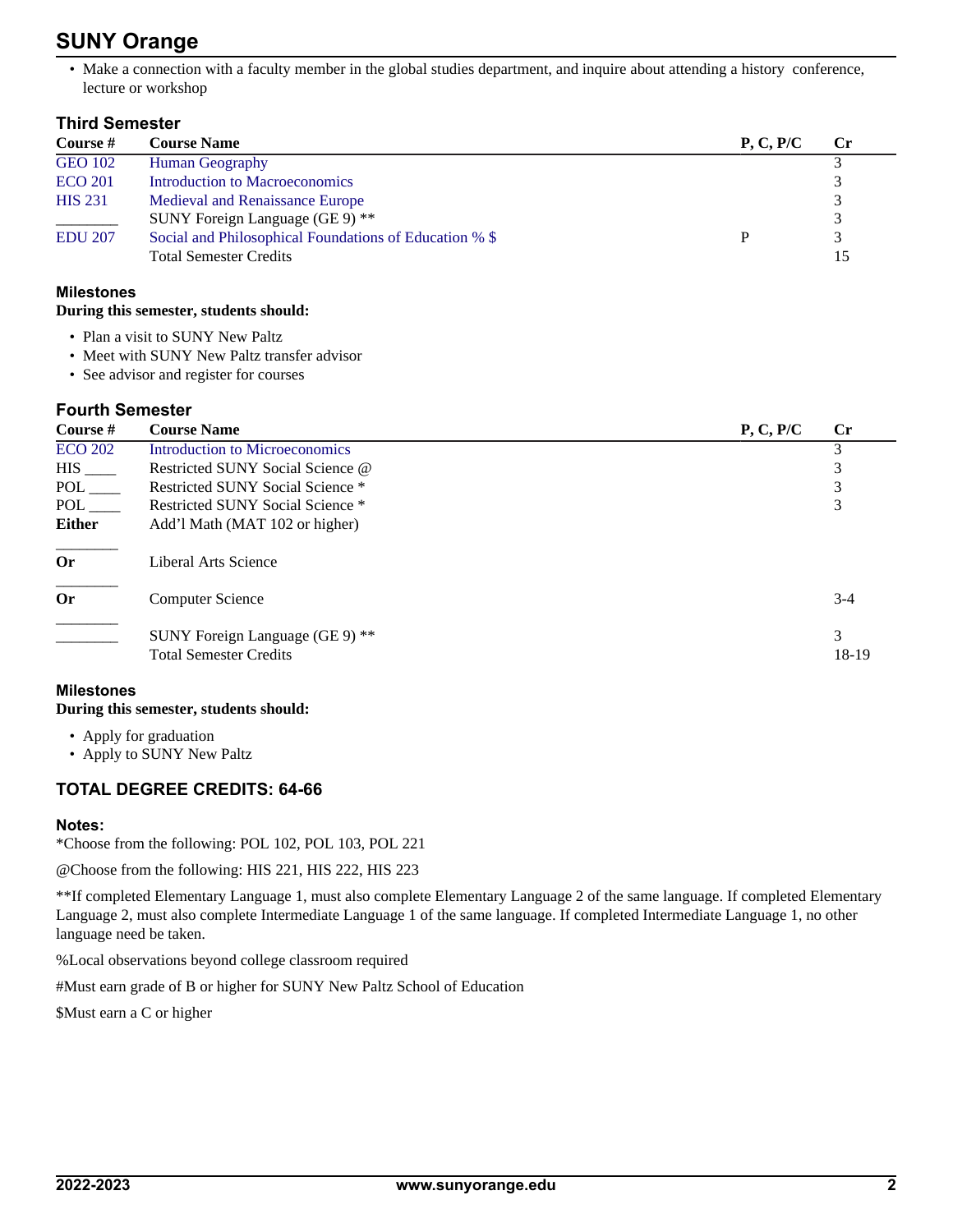## SUNY Orange

- Make a connection with a faculty member in the global studies department, and inquire about attending a history conference, lecture or workshop

### Third Semester

| Course # | Course Name | P, C, P/C | Cr |
|---|---|---|---|
| GEO 102 | Human Geography | | 3 |
| ECO 201 | Introduction to Macroeconomics | | 3 |
| HIS 231 | Medieval and Renaissance Europe | | 3 |
| ________ | SUNY Foreign Language (GE 9) ** | | 3 |
| EDU 207 | Social and Philosophical Foundations of Education % $ | P | 3 |
| | Total Semester Credits | | 15 |

#### Milestones

**During this semester, students should:**

- Plan a visit to SUNY New Paltz
- Meet with SUNY New Paltz transfer advisor
- See advisor and register for courses

### Fourth Semester

| Course # | Course Name | P, C, P/C | Cr |
|---|---|---|---|
| ECO 202 | Introduction to Microeconomics | | 3 |
| HIS ____ | Restricted SUNY Social Science @ | | 3 |
| POL ____ | Restricted SUNY Social Science * | | 3 |
| POL ____ | Restricted SUNY Social Science * | | 3 |
| **Either** ________ | Add'l Math (MAT 102 or higher) | | |
| **Or** ________ | Liberal Arts Science | | |
| **Or** ________ | Computer Science | | 3-4 |
| ________ | SUNY Foreign Language (GE 9) ** | | 3 |
| | Total Semester Credits | | 18-19 |

#### Milestones

**During this semester, students should:**

- Apply for graduation
- Apply to SUNY New Paltz

### TOTAL DEGREE CREDITS: 64-66

#### Notes:

*Choose from the following: POL 102, POL 103, POL 221

@Choose from the following: HIS 221, HIS 222, HIS 223

**If completed Elementary Language 1, must also complete Elementary Language 2 of the same language. If completed Elementary Language 2, must also complete Intermediate Language 1 of the same language. If completed Intermediate Language 1, no other language need be taken.

%Local observations beyond college classroom required

#Must earn grade of B or higher for SUNY New Paltz School of Education

$Must earn a C or higher